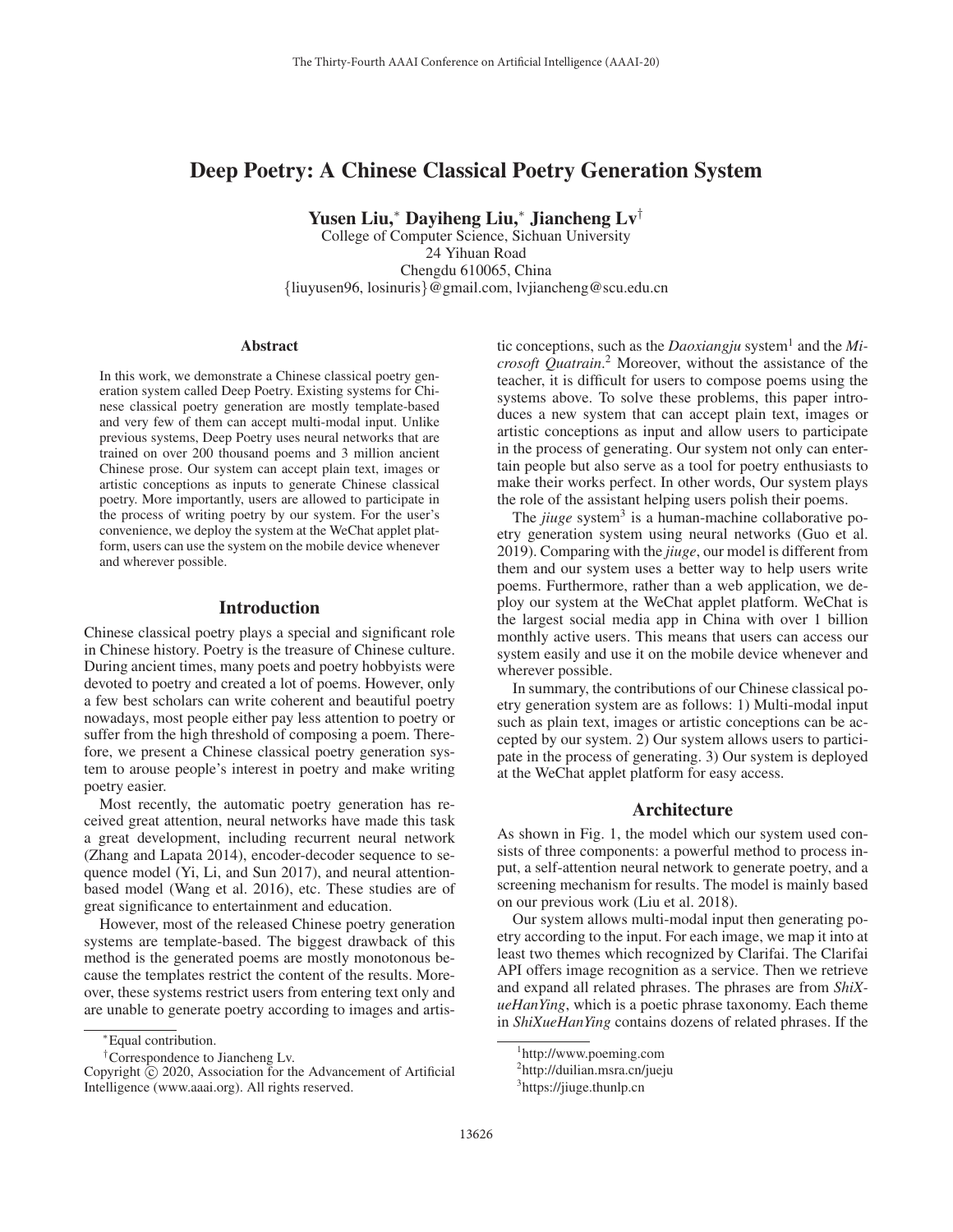# Deep Poetry: A Chinese Classical Poetry Generation System

**Yusen Liu,* Dayiheng Liu,* Jiancheng Lv†**

College of Computer Science, Sichuan University
24 Yihuan Road
Chengdu 610065, China
{liuyusen96, losinuris}@gmail.com, lvjiancheng@scu.edu.cn

## Abstract

In this work, we demonstrate a Chinese classical poetry generation system called Deep Poetry. Existing systems for Chinese classical poetry generation are mostly template-based and very few of them can accept multi-modal input. Unlike previous systems, Deep Poetry uses neural networks that are trained on over 200 thousand poems and 3 million ancient Chinese prose. Our system can accept plain text, images or artistic conceptions as inputs to generate Chinese classical poetry. More importantly, users are allowed to participate in the process of writing poetry by our system. For the user's convenience, we deploy the system at the WeChat applet platform, users can use the system on the mobile device whenever and wherever possible.

## Introduction

Chinese classical poetry plays a special and significant role in Chinese history. Poetry is the treasure of Chinese culture. During ancient times, many poets and poetry hobbyists were devoted to poetry and created a lot of poems. However, only a few best scholars can write coherent and beautiful poetry nowadays, most people either pay less attention to poetry or suffer from the high threshold of composing a poem. Therefore, we present a Chinese classical poetry generation system to arouse people's interest in poetry and make writing poetry easier.

Most recently, the automatic poetry generation has received great attention, neural networks have made this task a great development, including recurrent neural network (Zhang and Lapata 2014), encoder-decoder sequence to sequence model (Yi, Li, and Sun 2017), and neural attention-based model (Wang et al. 2016), etc. These studies are of great significance to entertainment and education.

However, most of the released Chinese poetry generation systems are template-based. The biggest drawback of this method is the generated poems are mostly monotonous because the templates restrict the content of the results. Moreover, these systems restrict users from entering text only and are unable to generate poetry according to images and artistic conceptions, such as the *Daoxiangju* system[1] and the *Microsoft Quatrain*.[2] Moreover, without the assistance of the teacher, it is difficult for users to compose poems using the systems above. To solve these problems, this paper introduces a new system that can accept plain text, images or artistic conceptions as input and allow users to participate in the process of generating. Our system not only can entertain people but also serve as a tool for poetry enthusiasts to make their works perfect. In other words, Our system plays the role of the assistant helping users polish their poems.

The *jiuge* system[3] is a human-machine collaborative poetry generation system using neural networks (Guo et al. 2019). Comparing with the *jiuge*, our model is different from them and our system uses a better way to help users write poems. Furthermore, rather than a web application, we deploy our system at the WeChat applet platform. WeChat is the largest social media app in China with over 1 billion monthly active users. This means that users can access our system easily and use it on the mobile device whenever and wherever possible.

In summary, the contributions of our Chinese classical poetry generation system are as follows: 1) Multi-modal input such as plain text, images or artistic conceptions can be accepted by our system. 2) Our system allows users to participate in the process of generating. 3) Our system is deployed at the WeChat applet platform for easy access.

## Architecture

As shown in Fig. 1, the model which our system used consists of three components: a powerful method to process input, a self-attention neural network to generate poetry, and a screening mechanism for results. The model is mainly based on our previous work (Liu et al. 2018).

Our system allows multi-modal input then generating poetry according to the input. For each image, we map it into at least two themes which recognized by Clarifai. The Clarifai API offers image recognition as a service. Then we retrieve and expand all related phrases. The phrases are from *ShiXueHanYing*, which is a poetic phrase taxonomy. Each theme in *ShiXueHanYing* contains dozens of related phrases. If the

---

*Equal contribution.

†Correspondence to Jiancheng Lv.

Copyright © 2020, Association for the Advancement of Artificial Intelligence (www.aaai.org). All rights reserved.

[1] http://www.poeming.com

[2] http://duilian.msra.cn/jueju

[3] https://jiuge.thunlp.cn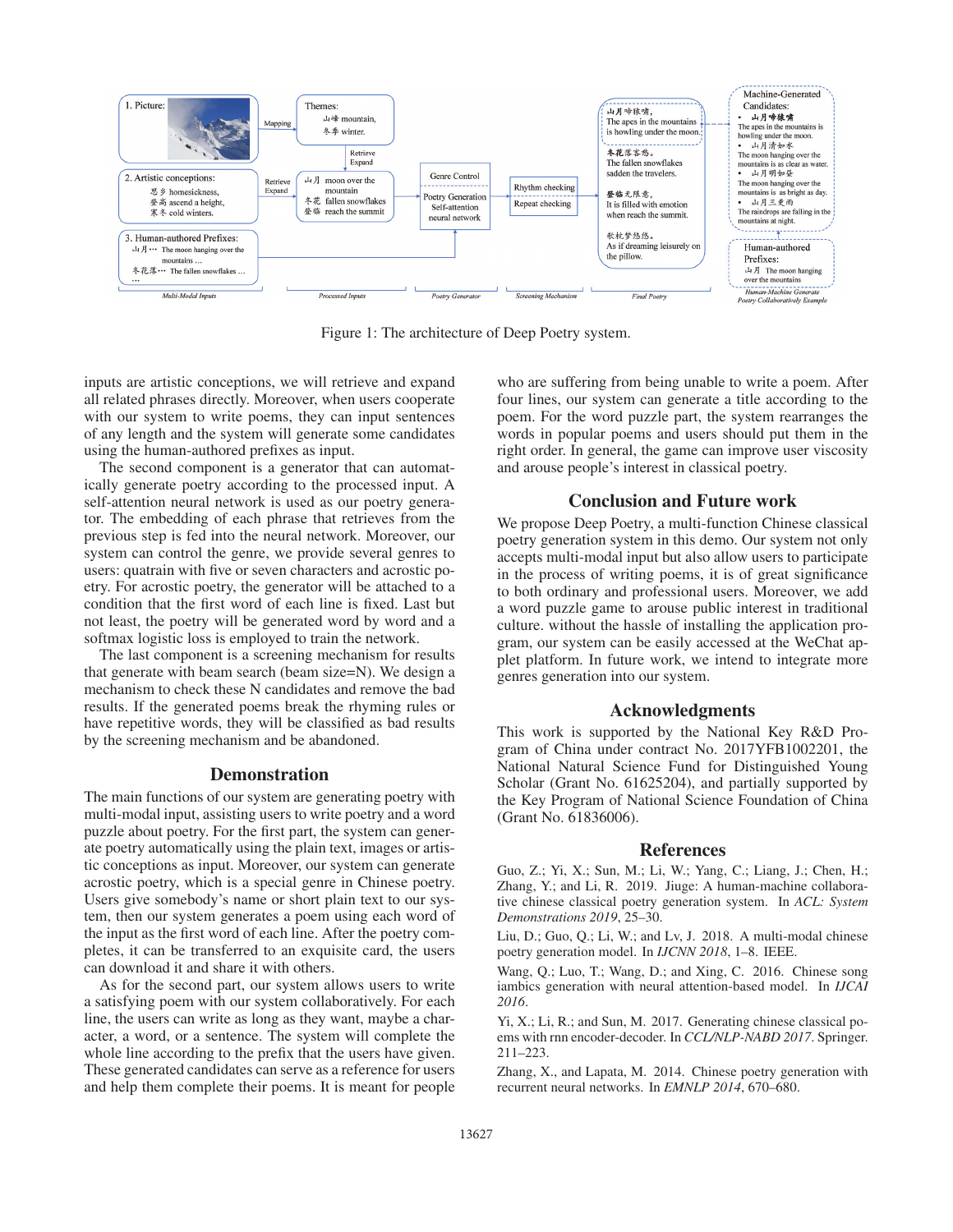Figure 1: The architecture of Deep Poetry system.

inputs are artistic conceptions, we will retrieve and expand all related phrases directly. Moreover, when users cooperate with our system to write poems, they can input sentences of any length and the system will generate some candidates using the human-authored prefixes as input.

The second component is a generator that can automatically generate poetry according to the processed input. A self-attention neural network is used as our poetry generator. The embedding of each phrase that retrieves from the previous step is fed into the neural network. Moreover, our system can control the genre, we provide several genres to users: quatrain with five or seven characters and acrostic poetry. For acrostic poetry, the generator will be attached to a condition that the first word of each line is fixed. Last but not least, the poetry will be generated word by word and a softmax logistic loss is employed to train the network.

The last component is a screening mechanism for results that generate with beam search (beam size=N). We design a mechanism to check these N candidates and remove the bad results. If the generated poems break the rhyming rules or have repetitive words, they will be classified as bad results by the screening mechanism and be abandoned.

## Demonstration

The main functions of our system are generating poetry with multi-modal input, assisting users to write poetry and a word puzzle about poetry. For the first part, the system can generate poetry automatically using the plain text, images or artistic conceptions as input. Moreover, our system can generate acrostic poetry, which is a special genre in Chinese poetry. Users give somebody's name or short plain text to our system, then our system generates a poem using each word of the input as the first word of each line. After the poetry completes, it can be transferred to an exquisite card, the users can download it and share it with others.

As for the second part, our system allows users to write a satisfying poem with our system collaboratively. For each line, the users can write as long as they want, maybe a character, a word, or a sentence. The system will complete the whole line according to the prefix that the users have given. These generated candidates can serve as a reference for users and help them complete their poems. It is meant for people who are suffering from being unable to write a poem. After four lines, our system can generate a title according to the poem. For the word puzzle part, the system rearranges the words in popular poems and users should put them in the right order. In general, the game can improve user viscosity and arouse people's interest in classical poetry.

## Conclusion and Future work

We propose Deep Poetry, a multi-function Chinese classical poetry generation system in this demo. Our system not only accepts multi-modal input but also allow users to participate in the process of writing poems, it is of great significance to both ordinary and professional users. Moreover, we add a word puzzle game to arouse public interest in traditional culture. without the hassle of installing the application program, our system can be easily accessed at the WeChat applet platform. In future work, we intend to integrate more genres generation into our system.

## Acknowledgments

This work is supported by the National Key R&D Program of China under contract No. 2017YFB1002201, the National Natural Science Fund for Distinguished Young Scholar (Grant No. 61625204), and partially supported by the Key Program of National Science Foundation of China (Grant No. 61836006).

## References

Guo, Z.; Yi, X.; Sun, M.; Li, W.; Yang, C.; Liang, J.; Chen, H.; Zhang, Y.; and Li, R. 2019. Jiuge: A human-machine collaborative chinese classical poetry generation system. In *ACL: System Demonstrations 2019*, 25–30.

Liu, D.; Guo, Q.; Li, W.; and Lv, J. 2018. A multi-modal chinese poetry generation model. In *IJCNN 2018*, 1–8. IEEE.

Wang, Q.; Luo, T.; Wang, D.; and Xing, C. 2016. Chinese song iambics generation with neural attention-based model. In *IJCAI 2016*.

Yi, X.; Li, R.; and Sun, M. 2017. Generating chinese classical poems with rnn encoder-decoder. In *CCL/NLP-NABD 2017*. Springer. 211–223.

Zhang, X., and Lapata, M. 2014. Chinese poetry generation with recurrent neural networks. In *EMNLP 2014*, 670–680.